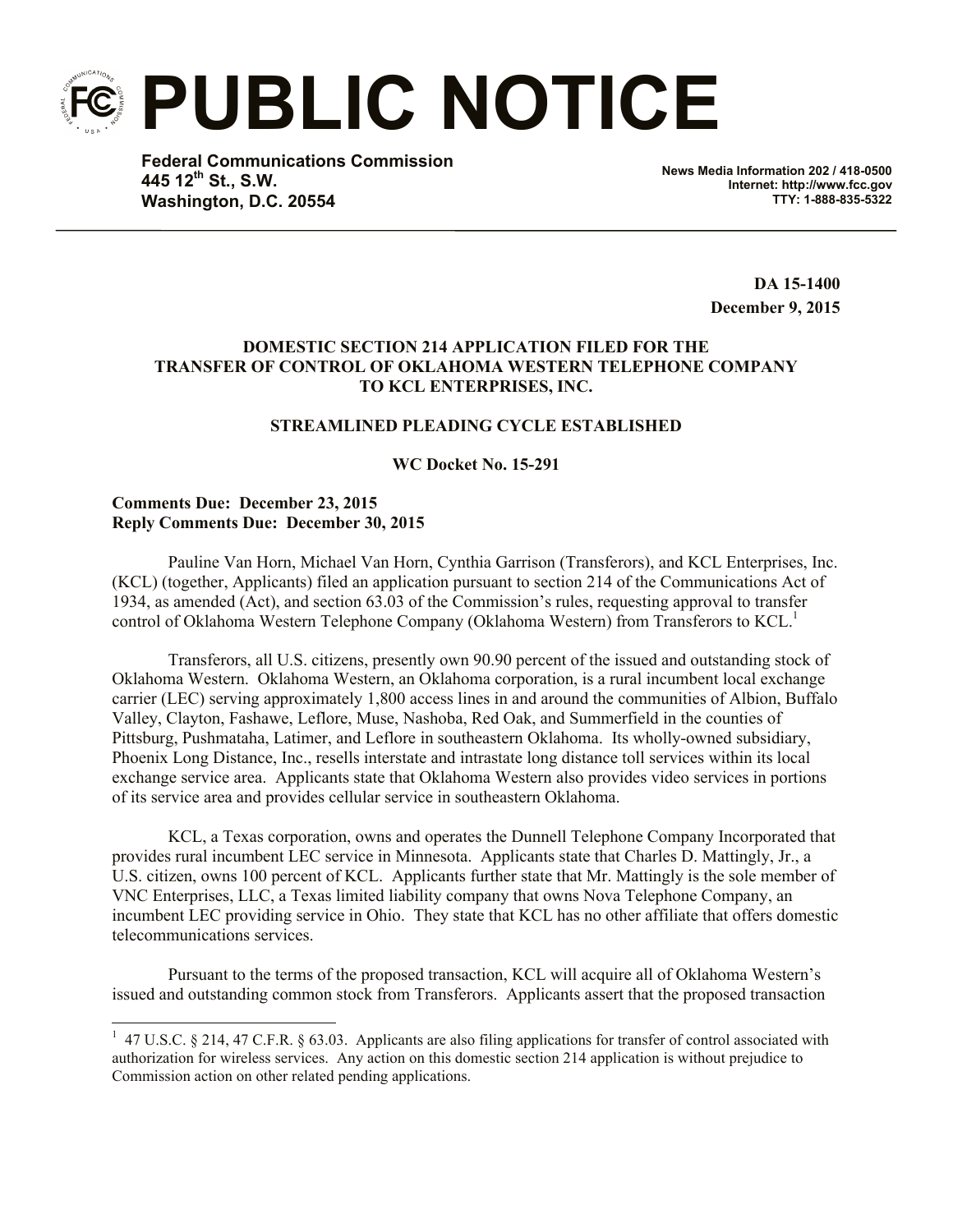# PUBLIC NOTICE

**Federal Communications Commission**
**445 12th St., S.W.**
**Washington, D.C. 20554**

**News Media Information 202 / 418-0500**
**Internet: http://www.fcc.gov**
**TTY: 1-888-835-5322**

**DA 15-1400**
**December 9, 2015**

**DOMESTIC SECTION 214 APPLICATION FILED FOR THE TRANSFER OF CONTROL OF OKLAHOMA WESTERN TELEPHONE COMPANY TO KCL ENTERPRISES, INC.**

**STREAMLINED PLEADING CYCLE ESTABLISHED**

**WC Docket No. 15-291**

**Comments Due: December 23, 2015**
**Reply Comments Due: December 30, 2015**

Pauline Van Horn, Michael Van Horn, Cynthia Garrison (Transferors), and KCL Enterprises, Inc. (KCL) (together, Applicants) filed an application pursuant to section 214 of the Communications Act of 1934, as amended (Act), and section 63.03 of the Commission's rules, requesting approval to transfer control of Oklahoma Western Telephone Company (Oklahoma Western) from Transferors to KCL.[1]

Transferors, all U.S. citizens, presently own 90.90 percent of the issued and outstanding stock of Oklahoma Western. Oklahoma Western, an Oklahoma corporation, is a rural incumbent local exchange carrier (LEC) serving approximately 1,800 access lines in and around the communities of Albion, Buffalo Valley, Clayton, Fashawe, Leflore, Muse, Nashoba, Red Oak, and Summerfield in the counties of Pittsburg, Pushmataha, Latimer, and Leflore in southeastern Oklahoma. Its wholly-owned subsidiary, Phoenix Long Distance, Inc., resells interstate and intrastate long distance toll services within its local exchange service area. Applicants state that Oklahoma Western also provides video services in portions of its service area and provides cellular service in southeastern Oklahoma.

KCL, a Texas corporation, owns and operates the Dunnell Telephone Company Incorporated that provides rural incumbent LEC service in Minnesota. Applicants state that Charles D. Mattingly, Jr., a U.S. citizen, owns 100 percent of KCL. Applicants further state that Mr. Mattingly is the sole member of VNC Enterprises, LLC, a Texas limited liability company that owns Nova Telephone Company, an incumbent LEC providing service in Ohio. They state that KCL has no other affiliate that offers domestic telecommunications services.

Pursuant to the terms of the proposed transaction, KCL will acquire all of Oklahoma Western's issued and outstanding common stock from Transferors. Applicants assert that the proposed transaction

[1] 47 U.S.C. § 214, 47 C.F.R. § 63.03. Applicants are also filing applications for transfer of control associated with authorization for wireless services. Any action on this domestic section 214 application is without prejudice to Commission action on other related pending applications.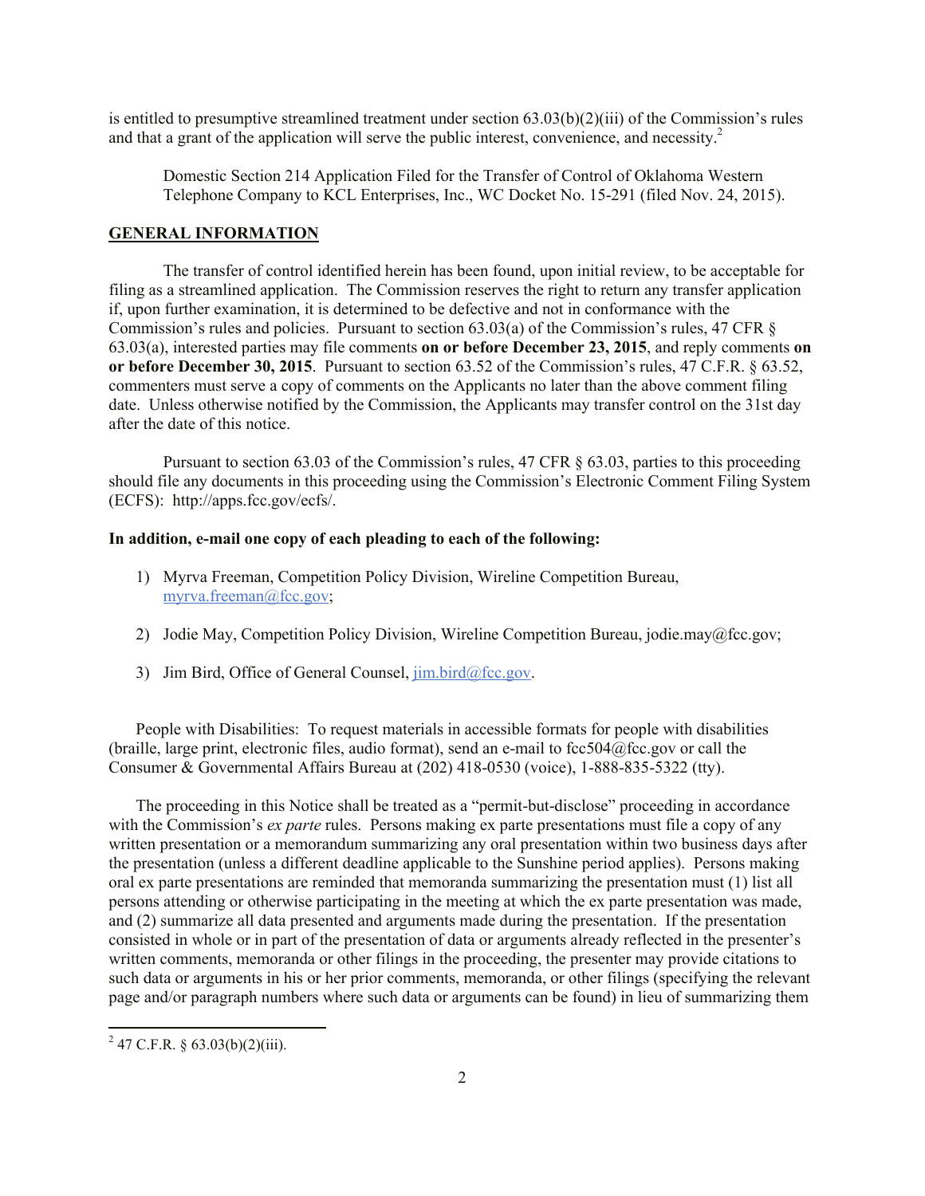is entitled to presumptive streamlined treatment under section 63.03(b)(2)(iii) of the Commission's rules and that a grant of the application will serve the public interest, convenience, and necessity.[2]

> Domestic Section 214 Application Filed for the Transfer of Control of Oklahoma Western Telephone Company to KCL Enterprises, Inc., WC Docket No. 15-291 (filed Nov. 24, 2015).

## GENERAL INFORMATION

The transfer of control identified herein has been found, upon initial review, to be acceptable for filing as a streamlined application. The Commission reserves the right to return any transfer application if, upon further examination, it is determined to be defective and not in conformance with the Commission's rules and policies. Pursuant to section 63.03(a) of the Commission's rules, 47 CFR § 63.03(a), interested parties may file comments **on or before December 23, 2015**, and reply comments **on or before December 30, 2015**. Pursuant to section 63.52 of the Commission's rules, 47 C.F.R. § 63.52, commenters must serve a copy of comments on the Applicants no later than the above comment filing date. Unless otherwise notified by the Commission, the Applicants may transfer control on the 31st day after the date of this notice.

Pursuant to section 63.03 of the Commission's rules, 47 CFR § 63.03, parties to this proceeding should file any documents in this proceeding using the Commission's Electronic Comment Filing System (ECFS): http://apps.fcc.gov/ecfs/.

**In addition, e-mail one copy of each pleading to each of the following:**

1) Myrva Freeman, Competition Policy Division, Wireline Competition Bureau, myrva.freeman@fcc.gov;

2) Jodie May, Competition Policy Division, Wireline Competition Bureau, jodie.may@fcc.gov;

3) Jim Bird, Office of General Counsel, jim.bird@fcc.gov.

People with Disabilities: To request materials in accessible formats for people with disabilities (braille, large print, electronic files, audio format), send an e-mail to fcc504@fcc.gov or call the Consumer & Governmental Affairs Bureau at (202) 418-0530 (voice), 1-888-835-5322 (tty).

The proceeding in this Notice shall be treated as a "permit-but-disclose" proceeding in accordance with the Commission's *ex parte* rules. Persons making ex parte presentations must file a copy of any written presentation or a memorandum summarizing any oral presentation within two business days after the presentation (unless a different deadline applicable to the Sunshine period applies). Persons making oral ex parte presentations are reminded that memoranda summarizing the presentation must (1) list all persons attending or otherwise participating in the meeting at which the ex parte presentation was made, and (2) summarize all data presented and arguments made during the presentation. If the presentation consisted in whole or in part of the presentation of data or arguments already reflected in the presenter's written comments, memoranda or other filings in the proceeding, the presenter may provide citations to such data or arguments in his or her prior comments, memoranda, or other filings (specifying the relevant page and/or paragraph numbers where such data or arguments can be found) in lieu of summarizing them

---

[2] 47 C.F.R. § 63.03(b)(2)(iii).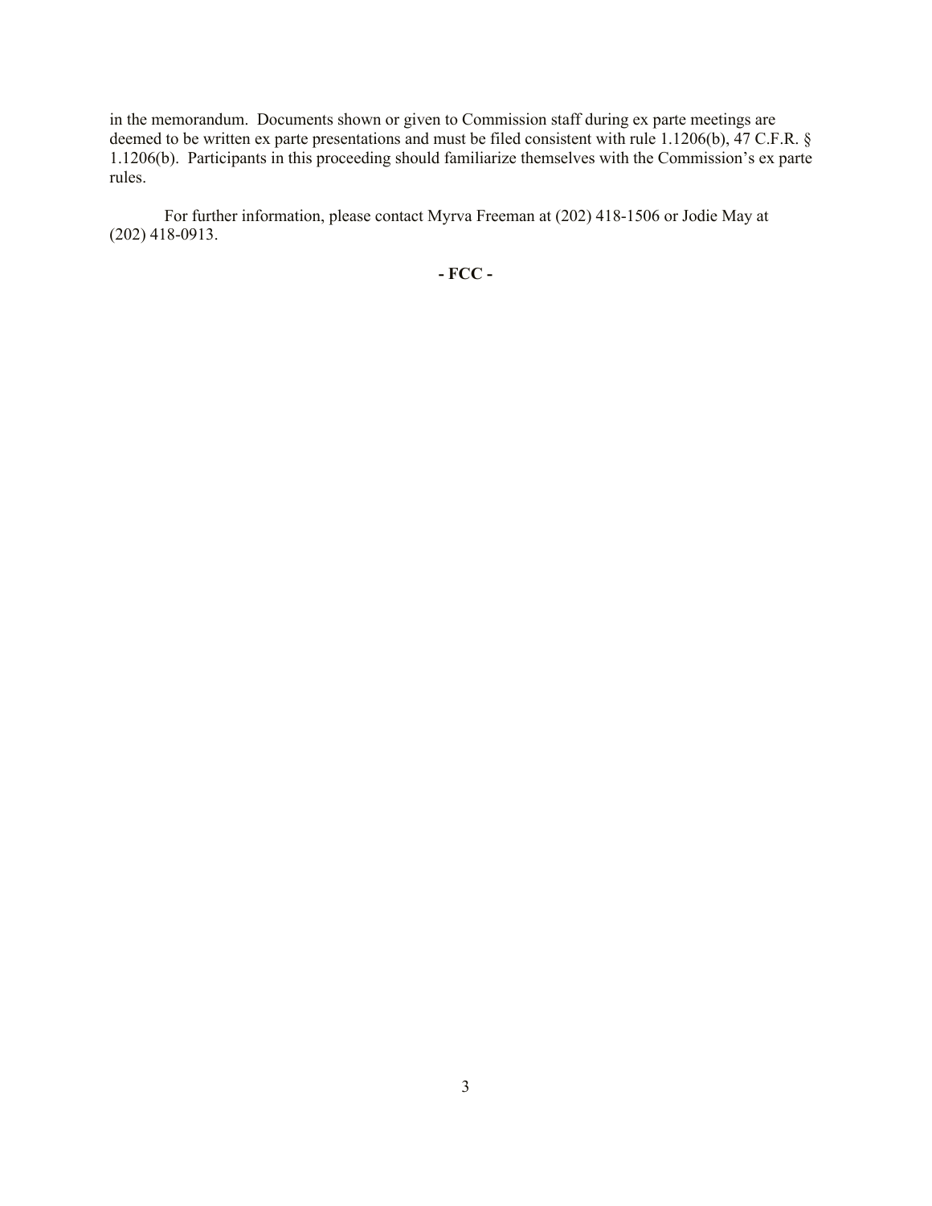in the memorandum. Documents shown or given to Commission staff during ex parte meetings are deemed to be written ex parte presentations and must be filed consistent with rule 1.1206(b), 47 C.F.R. § 1.1206(b). Participants in this proceeding should familiarize themselves with the Commission's ex parte rules.

For further information, please contact Myrva Freeman at (202) 418-1506 or Jodie May at (202) 418-0913.

**- FCC -**